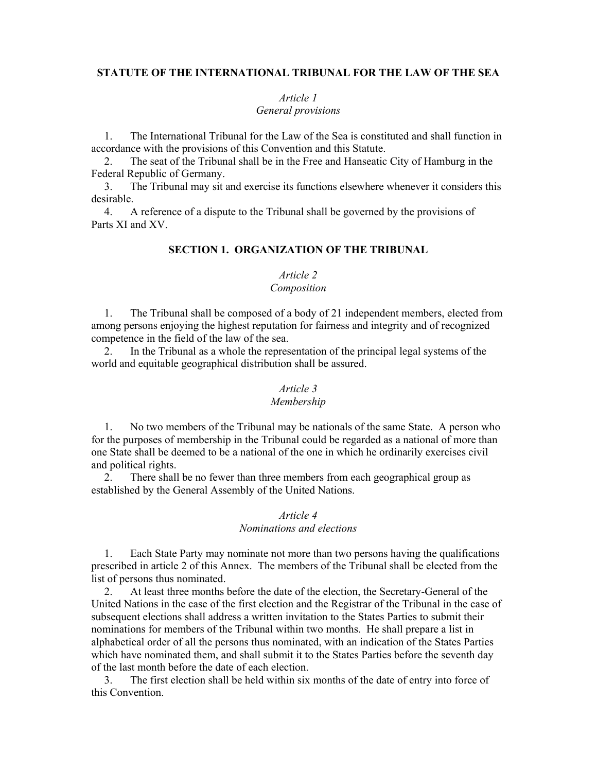# STATUTE OF THE INTERNATIONAL TRIBUNAL FOR THE LAW OF THE SEA

*Article 1*
*General provisions*

1. The International Tribunal for the Law of the Sea is constituted and shall function in accordance with the provisions of this Convention and this Statute.
2. The seat of the Tribunal shall be in the Free and Hanseatic City of Hamburg in the Federal Republic of Germany.
3. The Tribunal may sit and exercise its functions elsewhere whenever it considers this desirable.
4. A reference of a dispute to the Tribunal shall be governed by the provisions of Parts XI and XV.

## SECTION 1. ORGANIZATION OF THE TRIBUNAL

*Article 2*
*Composition*

1. The Tribunal shall be composed of a body of 21 independent members, elected from among persons enjoying the highest reputation for fairness and integrity and of recognized competence in the field of the law of the sea.
2. In the Tribunal as a whole the representation of the principal legal systems of the world and equitable geographical distribution shall be assured.

*Article 3*
*Membership*

1. No two members of the Tribunal may be nationals of the same State. A person who for the purposes of membership in the Tribunal could be regarded as a national of more than one State shall be deemed to be a national of the one in which he ordinarily exercises civil and political rights.
2. There shall be no fewer than three members from each geographical group as established by the General Assembly of the United Nations.

*Article 4*
*Nominations and elections*

1. Each State Party may nominate not more than two persons having the qualifications prescribed in article 2 of this Annex. The members of the Tribunal shall be elected from the list of persons thus nominated.
2. At least three months before the date of the election, the Secretary-General of the United Nations in the case of the first election and the Registrar of the Tribunal in the case of subsequent elections shall address a written invitation to the States Parties to submit their nominations for members of the Tribunal within two months. He shall prepare a list in alphabetical order of all the persons thus nominated, with an indication of the States Parties which have nominated them, and shall submit it to the States Parties before the seventh day of the last month before the date of each election.
3. The first election shall be held within six months of the date of entry into force of this Convention.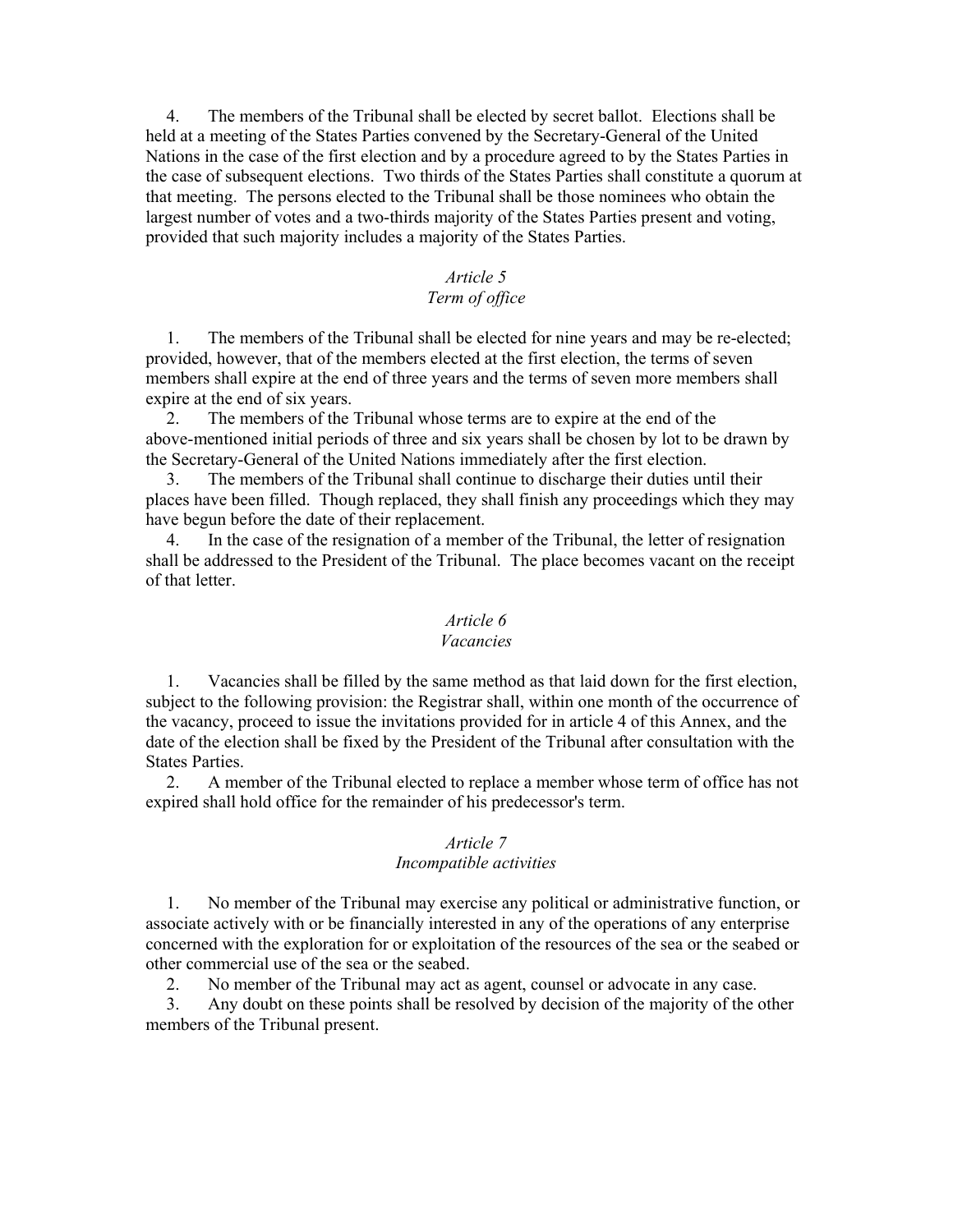4. The members of the Tribunal shall be elected by secret ballot. Elections shall be held at a meeting of the States Parties convened by the Secretary-General of the United Nations in the case of the first election and by a procedure agreed to by the States Parties in the case of subsequent elections. Two thirds of the States Parties shall constitute a quorum at that meeting. The persons elected to the Tribunal shall be those nominees who obtain the largest number of votes and a two-thirds majority of the States Parties present and voting, provided that such majority includes a majority of the States Parties.

### *Article 5*
### *Term of office*

1. The members of the Tribunal shall be elected for nine years and may be re-elected; provided, however, that of the members elected at the first election, the terms of seven members shall expire at the end of three years and the terms of seven more members shall expire at the end of six years.

2. The members of the Tribunal whose terms are to expire at the end of the above-mentioned initial periods of three and six years shall be chosen by lot to be drawn by the Secretary-General of the United Nations immediately after the first election.

3. The members of the Tribunal shall continue to discharge their duties until their places have been filled. Though replaced, they shall finish any proceedings which they may have begun before the date of their replacement.

4. In the case of the resignation of a member of the Tribunal, the letter of resignation shall be addressed to the President of the Tribunal. The place becomes vacant on the receipt of that letter.

### *Article 6*
### *Vacancies*

1. Vacancies shall be filled by the same method as that laid down for the first election, subject to the following provision: the Registrar shall, within one month of the occurrence of the vacancy, proceed to issue the invitations provided for in article 4 of this Annex, and the date of the election shall be fixed by the President of the Tribunal after consultation with the States Parties.

2. A member of the Tribunal elected to replace a member whose term of office has not expired shall hold office for the remainder of his predecessor's term.

### *Article 7*
### *Incompatible activities*

1. No member of the Tribunal may exercise any political or administrative function, or associate actively with or be financially interested in any of the operations of any enterprise concerned with the exploration for or exploitation of the resources of the sea or the seabed or other commercial use of the sea or the seabed.

2. No member of the Tribunal may act as agent, counsel or advocate in any case.

3. Any doubt on these points shall be resolved by decision of the majority of the other members of the Tribunal present.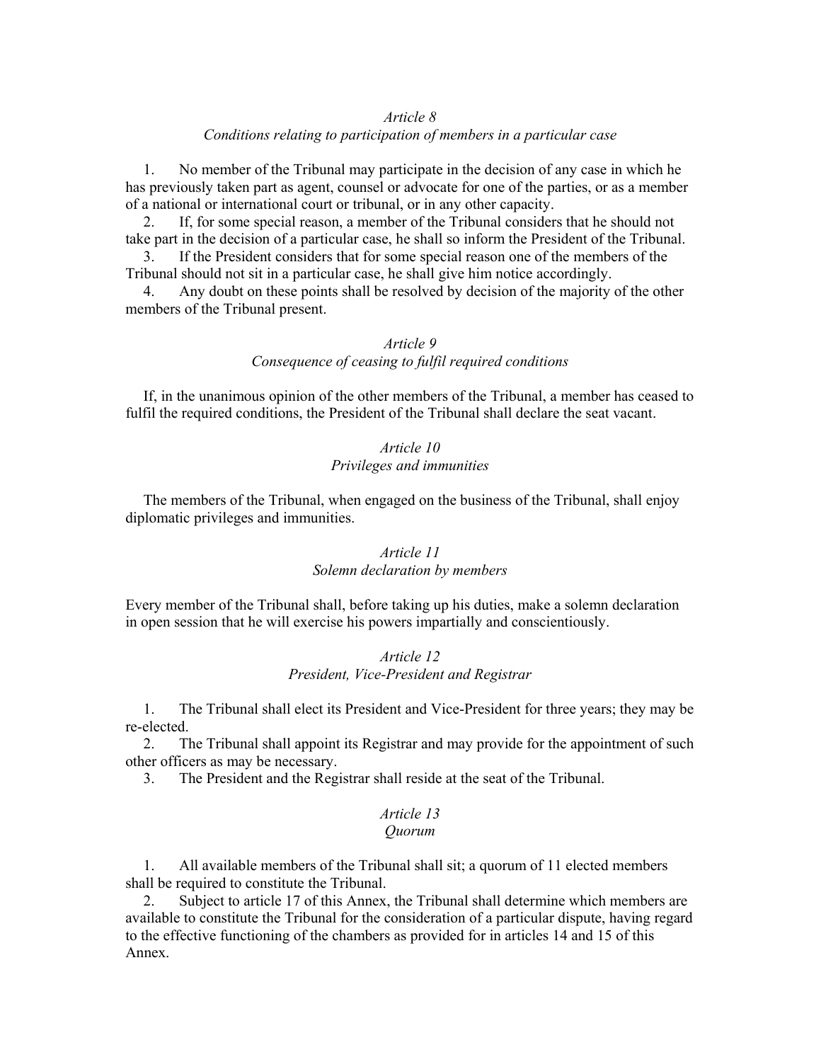*Article 8*
*Conditions relating to participation of members in a particular case*

1. No member of the Tribunal may participate in the decision of any case in which he has previously taken part as agent, counsel or advocate for one of the parties, or as a member of a national or international court or tribunal, or in any other capacity.
2. If, for some special reason, a member of the Tribunal considers that he should not take part in the decision of a particular case, he shall so inform the President of the Tribunal.
3. If the President considers that for some special reason one of the members of the Tribunal should not sit in a particular case, he shall give him notice accordingly.
4. Any doubt on these points shall be resolved by decision of the majority of the other members of the Tribunal present.

*Article 9*
*Consequence of ceasing to fulfil required conditions*

If, in the unanimous opinion of the other members of the Tribunal, a member has ceased to fulfil the required conditions, the President of the Tribunal shall declare the seat vacant.

*Article 10*
*Privileges and immunities*

The members of the Tribunal, when engaged on the business of the Tribunal, shall enjoy diplomatic privileges and immunities.

*Article 11*
*Solemn declaration by members*

Every member of the Tribunal shall, before taking up his duties, make a solemn declaration in open session that he will exercise his powers impartially and conscientiously.

*Article 12*
*President, Vice-President and Registrar*

1. The Tribunal shall elect its President and Vice-President for three years; they may be re-elected.
2. The Tribunal shall appoint its Registrar and may provide for the appointment of such other officers as may be necessary.
3. The President and the Registrar shall reside at the seat of the Tribunal.

*Article 13*
*Quorum*

1. All available members of the Tribunal shall sit; a quorum of 11 elected members shall be required to constitute the Tribunal.
2. Subject to article 17 of this Annex, the Tribunal shall determine which members are available to constitute the Tribunal for the consideration of a particular dispute, having regard to the effective functioning of the chambers as provided for in articles 14 and 15 of this Annex.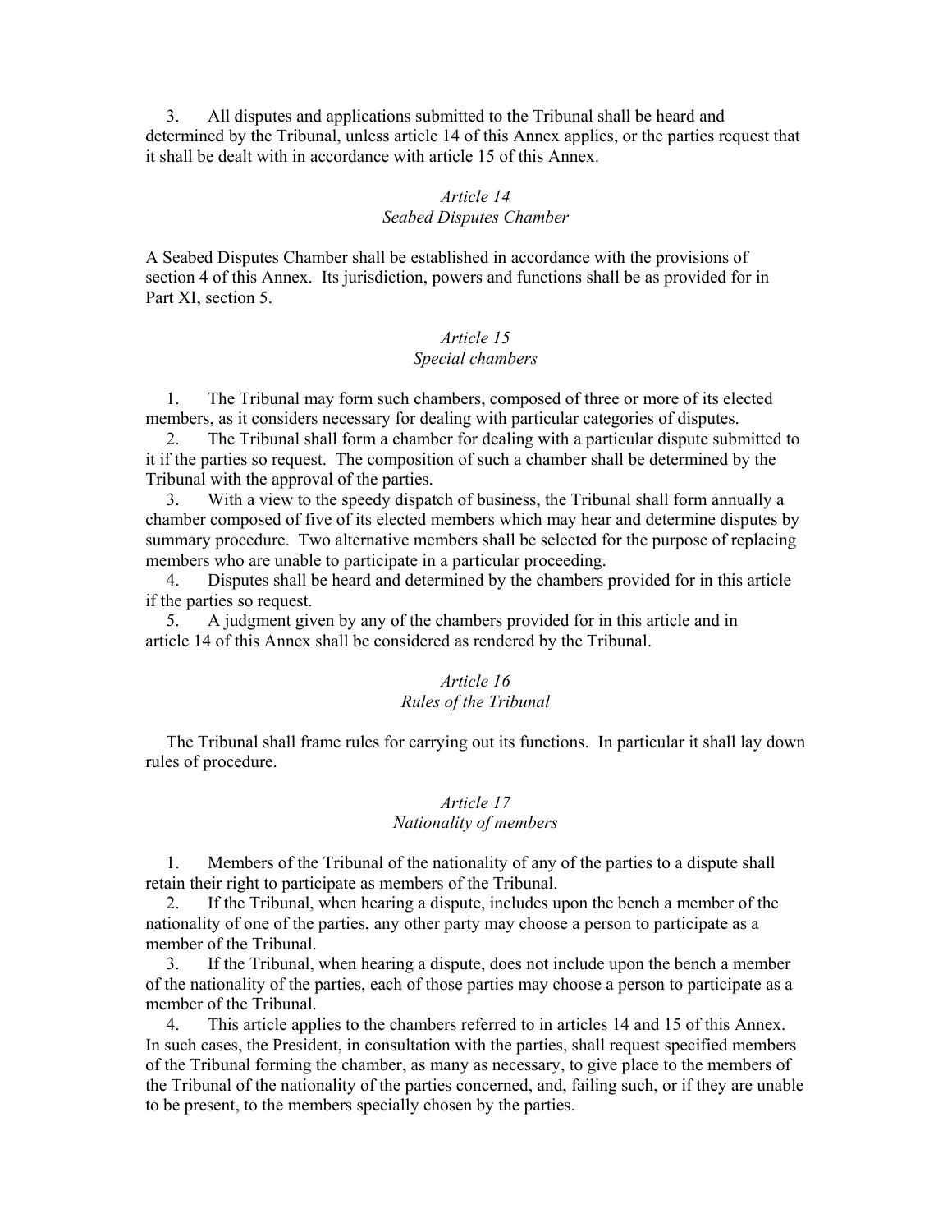3. All disputes and applications submitted to the Tribunal shall be heard and determined by the Tribunal, unless article 14 of this Annex applies, or the parties request that it shall be dealt with in accordance with article 15 of this Annex.

### *Article 14*
### *Seabed Disputes Chamber*

A Seabed Disputes Chamber shall be established in accordance with the provisions of section 4 of this Annex. Its jurisdiction, powers and functions shall be as provided for in Part XI, section 5.

### *Article 15*
### *Special chambers*

1. The Tribunal may form such chambers, composed of three or more of its elected members, as it considers necessary for dealing with particular categories of disputes.

2. The Tribunal shall form a chamber for dealing with a particular dispute submitted to it if the parties so request. The composition of such a chamber shall be determined by the Tribunal with the approval of the parties.

3. With a view to the speedy dispatch of business, the Tribunal shall form annually a chamber composed of five of its elected members which may hear and determine disputes by summary procedure. Two alternative members shall be selected for the purpose of replacing members who are unable to participate in a particular proceeding.

4. Disputes shall be heard and determined by the chambers provided for in this article if the parties so request.

5. A judgment given by any of the chambers provided for in this article and in article 14 of this Annex shall be considered as rendered by the Tribunal.

### *Article 16*
### *Rules of the Tribunal*

The Tribunal shall frame rules for carrying out its functions. In particular it shall lay down rules of procedure.

### *Article 17*
### *Nationality of members*

1. Members of the Tribunal of the nationality of any of the parties to a dispute shall retain their right to participate as members of the Tribunal.

2. If the Tribunal, when hearing a dispute, includes upon the bench a member of the nationality of one of the parties, any other party may choose a person to participate as a member of the Tribunal.

3. If the Tribunal, when hearing a dispute, does not include upon the bench a member of the nationality of the parties, each of those parties may choose a person to participate as a member of the Tribunal.

4. This article applies to the chambers referred to in articles 14 and 15 of this Annex. In such cases, the President, in consultation with the parties, shall request specified members of the Tribunal forming the chamber, as many as necessary, to give place to the members of the Tribunal of the nationality of the parties concerned, and, failing such, or if they are unable to be present, to the members specially chosen by the parties.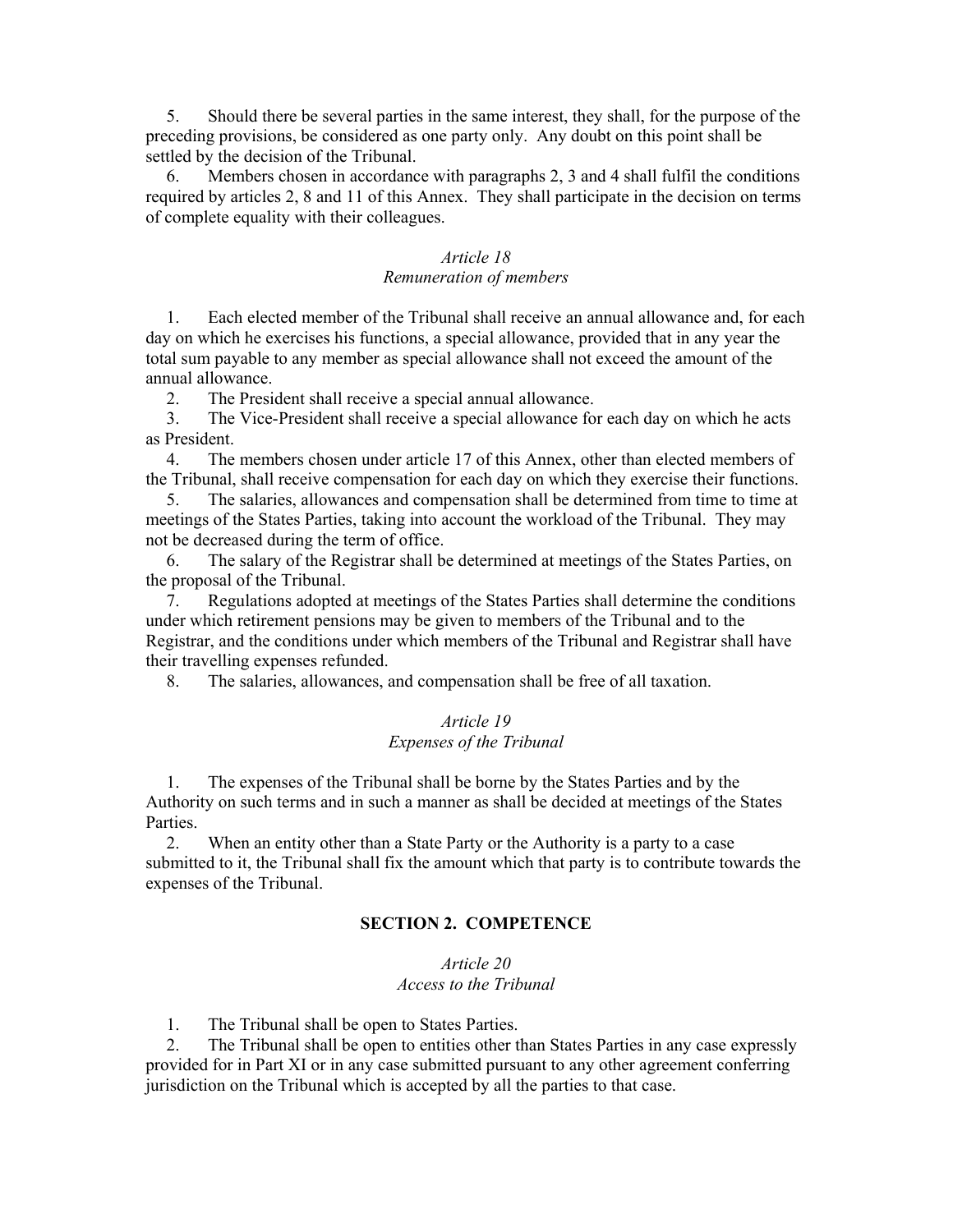5. Should there be several parties in the same interest, they shall, for the purpose of the preceding provisions, be considered as one party only. Any doubt on this point shall be settled by the decision of the Tribunal.

6. Members chosen in accordance with paragraphs 2, 3 and 4 shall fulfil the conditions required by articles 2, 8 and 11 of this Annex. They shall participate in the decision on terms of complete equality with their colleagues.

### *Article 18*
### *Remuneration of members*

1. Each elected member of the Tribunal shall receive an annual allowance and, for each day on which he exercises his functions, a special allowance, provided that in any year the total sum payable to any member as special allowance shall not exceed the amount of the annual allowance.

2. The President shall receive a special annual allowance.

3. The Vice-President shall receive a special allowance for each day on which he acts as President.

4. The members chosen under article 17 of this Annex, other than elected members of the Tribunal, shall receive compensation for each day on which they exercise their functions.

5. The salaries, allowances and compensation shall be determined from time to time at meetings of the States Parties, taking into account the workload of the Tribunal. They may not be decreased during the term of office.

6. The salary of the Registrar shall be determined at meetings of the States Parties, on the proposal of the Tribunal.

7. Regulations adopted at meetings of the States Parties shall determine the conditions under which retirement pensions may be given to members of the Tribunal and to the Registrar, and the conditions under which members of the Tribunal and Registrar shall have their travelling expenses refunded.

8. The salaries, allowances, and compensation shall be free of all taxation.

### *Article 19*
### *Expenses of the Tribunal*

1. The expenses of the Tribunal shall be borne by the States Parties and by the Authority on such terms and in such a manner as shall be decided at meetings of the States Parties.

2. When an entity other than a State Party or the Authority is a party to a case submitted to it, the Tribunal shall fix the amount which that party is to contribute towards the expenses of the Tribunal.

## **SECTION 2. COMPETENCE**

### *Article 20*
### *Access to the Tribunal*

1. The Tribunal shall be open to States Parties.

2. The Tribunal shall be open to entities other than States Parties in any case expressly provided for in Part XI or in any case submitted pursuant to any other agreement conferring jurisdiction on the Tribunal which is accepted by all the parties to that case.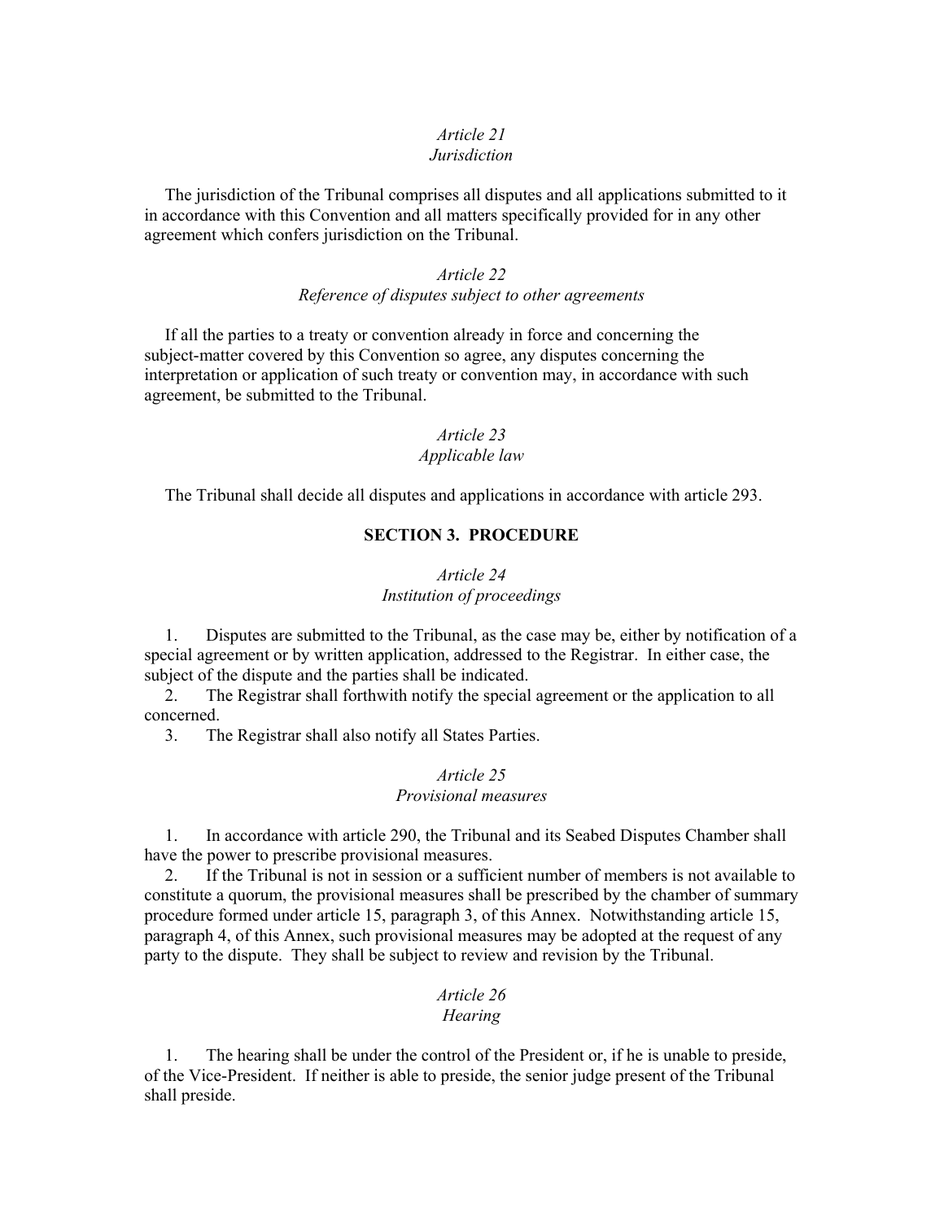*Article 21*
*Jurisdiction*

The jurisdiction of the Tribunal comprises all disputes and all applications submitted to it in accordance with this Convention and all matters specifically provided for in any other agreement which confers jurisdiction on the Tribunal.

*Article 22*
*Reference of disputes subject to other agreements*

If all the parties to a treaty or convention already in force and concerning the subject-matter covered by this Convention so agree, any disputes concerning the interpretation or application of such treaty or convention may, in accordance with such agreement, be submitted to the Tribunal.

*Article 23*
*Applicable law*

The Tribunal shall decide all disputes and applications in accordance with article 293.

**SECTION 3. PROCEDURE**

*Article 24*
*Institution of proceedings*

1. Disputes are submitted to the Tribunal, as the case may be, either by notification of a special agreement or by written application, addressed to the Registrar. In either case, the subject of the dispute and the parties shall be indicated.
2. The Registrar shall forthwith notify the special agreement or the application to all concerned.
3. The Registrar shall also notify all States Parties.

*Article 25*
*Provisional measures*

1. In accordance with article 290, the Tribunal and its Seabed Disputes Chamber shall have the power to prescribe provisional measures.
2. If the Tribunal is not in session or a sufficient number of members is not available to constitute a quorum, the provisional measures shall be prescribed by the chamber of summary procedure formed under article 15, paragraph 3, of this Annex. Notwithstanding article 15, paragraph 4, of this Annex, such provisional measures may be adopted at the request of any party to the dispute. They shall be subject to review and revision by the Tribunal.

*Article 26*
*Hearing*

1. The hearing shall be under the control of the President or, if he is unable to preside, of the Vice-President. If neither is able to preside, the senior judge present of the Tribunal shall preside.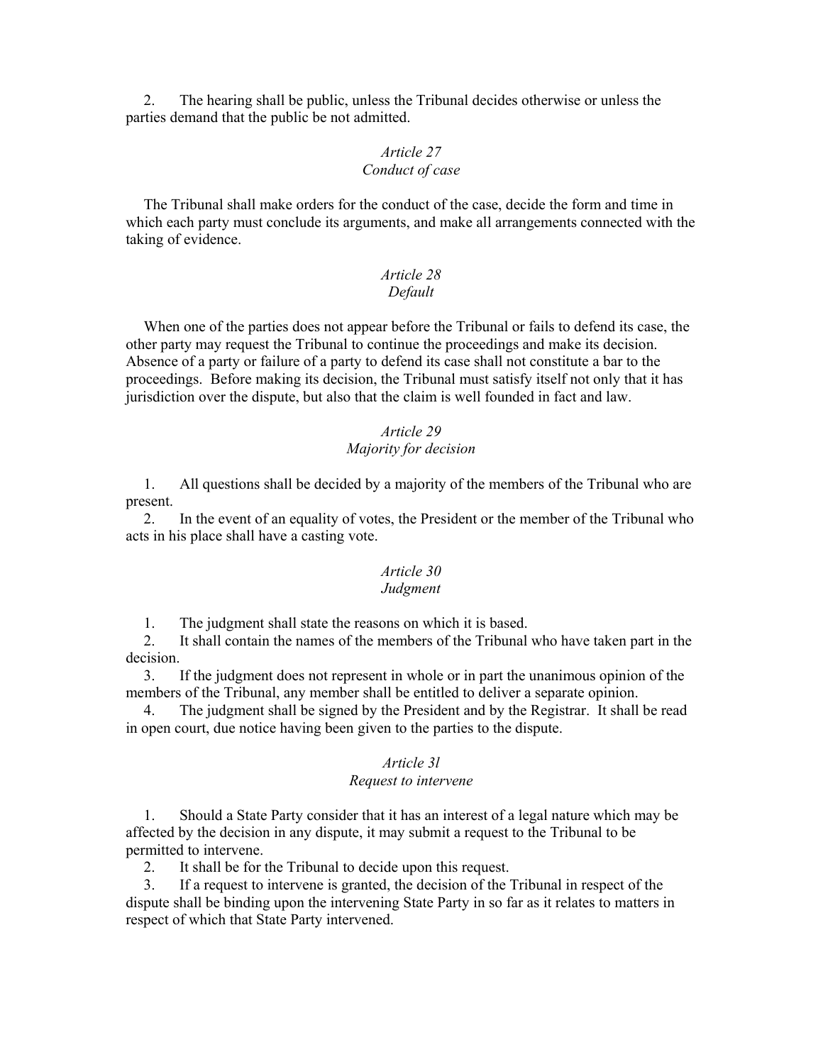2. The hearing shall be public, unless the Tribunal decides otherwise or unless the parties demand that the public be not admitted.

*Article 27*
*Conduct of case*

The Tribunal shall make orders for the conduct of the case, decide the form and time in which each party must conclude its arguments, and make all arrangements connected with the taking of evidence.

*Article 28*
*Default*

When one of the parties does not appear before the Tribunal or fails to defend its case, the other party may request the Tribunal to continue the proceedings and make its decision. Absence of a party or failure of a party to defend its case shall not constitute a bar to the proceedings. Before making its decision, the Tribunal must satisfy itself not only that it has jurisdiction over the dispute, but also that the claim is well founded in fact and law.

*Article 29*
*Majority for decision*

1. All questions shall be decided by a majority of the members of the Tribunal who are present.
2. In the event of an equality of votes, the President or the member of the Tribunal who acts in his place shall have a casting vote.

*Article 30*
*Judgment*

1. The judgment shall state the reasons on which it is based.
2. It shall contain the names of the members of the Tribunal who have taken part in the decision.
3. If the judgment does not represent in whole or in part the unanimous opinion of the members of the Tribunal, any member shall be entitled to deliver a separate opinion.
4. The judgment shall be signed by the President and by the Registrar. It shall be read in open court, due notice having been given to the parties to the dispute.

*Article 3l*
*Request to intervene*

1. Should a State Party consider that it has an interest of a legal nature which may be affected by the decision in any dispute, it may submit a request to the Tribunal to be permitted to intervene.
2. It shall be for the Tribunal to decide upon this request.
3. If a request to intervene is granted, the decision of the Tribunal in respect of the dispute shall be binding upon the intervening State Party in so far as it relates to matters in respect of which that State Party intervened.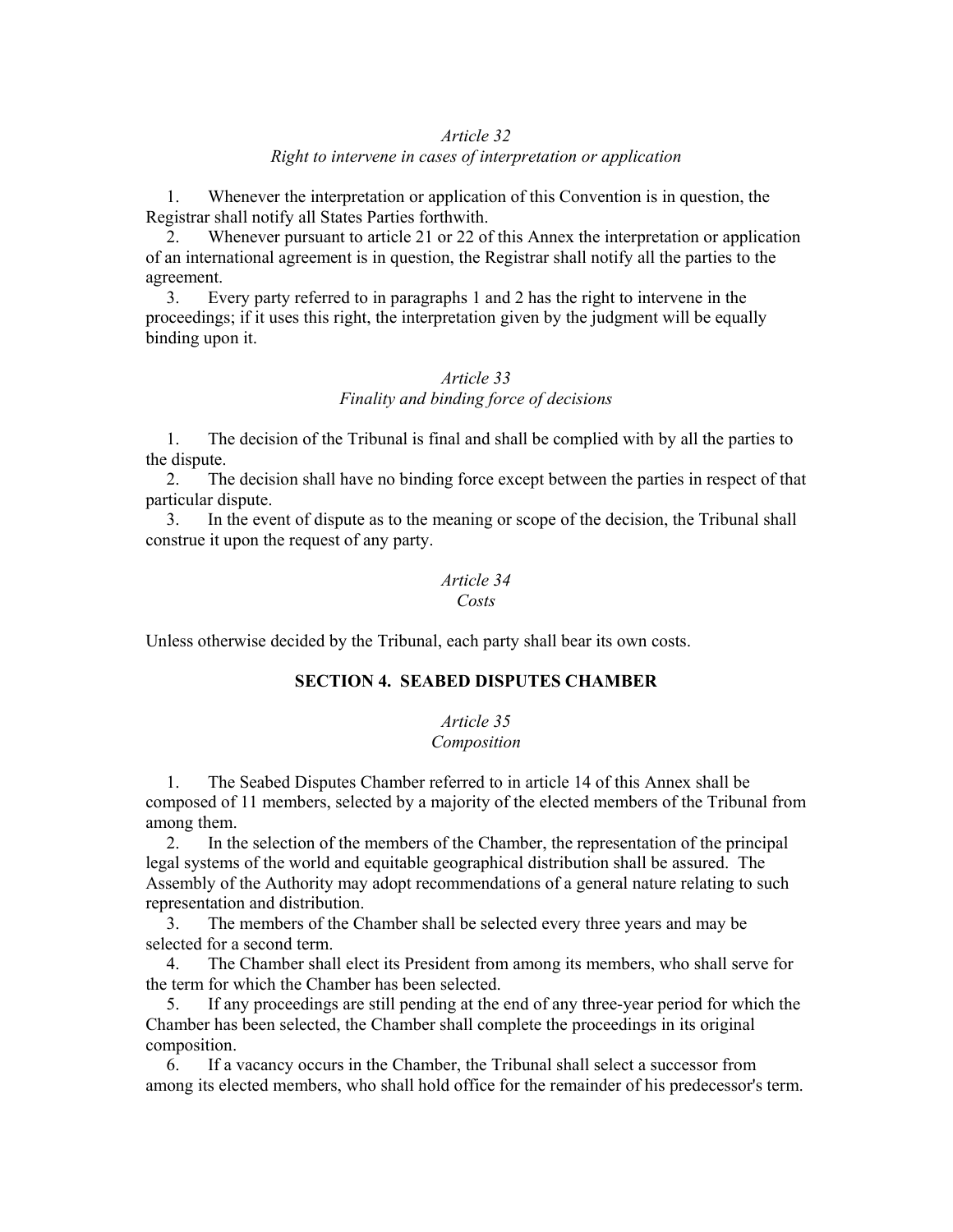*Article 32*
*Right to intervene in cases of interpretation or application*

1. Whenever the interpretation or application of this Convention is in question, the Registrar shall notify all States Parties forthwith.

2. Whenever pursuant to article 21 or 22 of this Annex the interpretation or application of an international agreement is in question, the Registrar shall notify all the parties to the agreement.

3. Every party referred to in paragraphs 1 and 2 has the right to intervene in the proceedings; if it uses this right, the interpretation given by the judgment will be equally binding upon it.

*Article 33*
*Finality and binding force of decisions*

1. The decision of the Tribunal is final and shall be complied with by all the parties to the dispute.

2. The decision shall have no binding force except between the parties in respect of that particular dispute.

3. In the event of dispute as to the meaning or scope of the decision, the Tribunal shall construe it upon the request of any party.

*Article 34*
*Costs*

Unless otherwise decided by the Tribunal, each party shall bear its own costs.

## SECTION 4. SEABED DISPUTES CHAMBER

*Article 35*
*Composition*

1. The Seabed Disputes Chamber referred to in article 14 of this Annex shall be composed of 11 members, selected by a majority of the elected members of the Tribunal from among them.

2. In the selection of the members of the Chamber, the representation of the principal legal systems of the world and equitable geographical distribution shall be assured. The Assembly of the Authority may adopt recommendations of a general nature relating to such representation and distribution.

3. The members of the Chamber shall be selected every three years and may be selected for a second term.

4. The Chamber shall elect its President from among its members, who shall serve for the term for which the Chamber has been selected.

5. If any proceedings are still pending at the end of any three-year period for which the Chamber has been selected, the Chamber shall complete the proceedings in its original composition.

6. If a vacancy occurs in the Chamber, the Tribunal shall select a successor from among its elected members, who shall hold office for the remainder of his predecessor's term.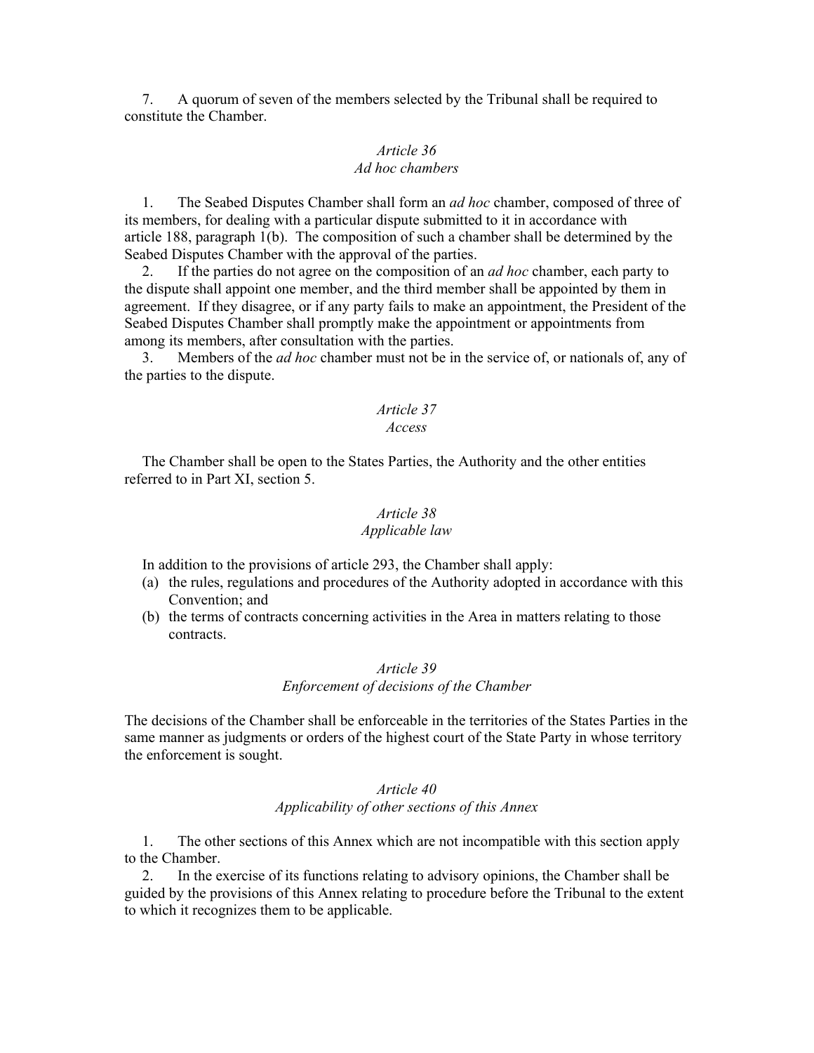7. A quorum of seven of the members selected by the Tribunal shall be required to constitute the Chamber.

*Article 36*
*Ad hoc chambers*

1. The Seabed Disputes Chamber shall form an *ad hoc* chamber, composed of three of its members, for dealing with a particular dispute submitted to it in accordance with article 188, paragraph 1(b). The composition of such a chamber shall be determined by the Seabed Disputes Chamber with the approval of the parties.

2. If the parties do not agree on the composition of an *ad hoc* chamber, each party to the dispute shall appoint one member, and the third member shall be appointed by them in agreement. If they disagree, or if any party fails to make an appointment, the President of the Seabed Disputes Chamber shall promptly make the appointment or appointments from among its members, after consultation with the parties.

3. Members of the *ad hoc* chamber must not be in the service of, or nationals of, any of the parties to the dispute.

*Article 37*
*Access*

The Chamber shall be open to the States Parties, the Authority and the other entities referred to in Part XI, section 5.

*Article 38*
*Applicable law*

In addition to the provisions of article 293, the Chamber shall apply:

(a) the rules, regulations and procedures of the Authority adopted in accordance with this Convention; and
(b) the terms of contracts concerning activities in the Area in matters relating to those contracts.

*Article 39*
*Enforcement of decisions of the Chamber*

The decisions of the Chamber shall be enforceable in the territories of the States Parties in the same manner as judgments or orders of the highest court of the State Party in whose territory the enforcement is sought.

*Article 40*
*Applicability of other sections of this Annex*

1. The other sections of this Annex which are not incompatible with this section apply to the Chamber.

2. In the exercise of its functions relating to advisory opinions, the Chamber shall be guided by the provisions of this Annex relating to procedure before the Tribunal to the extent to which it recognizes them to be applicable.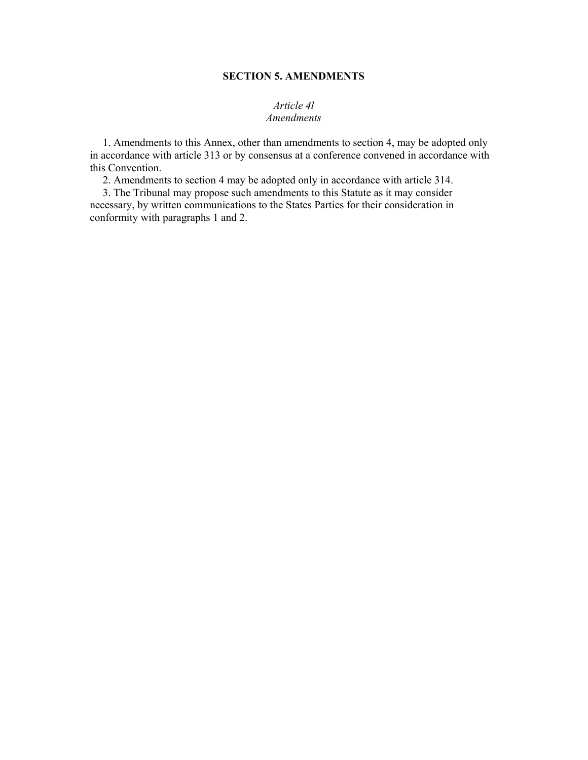## SECTION 5. AMENDMENTS

*Article 4l*
*Amendments*

1. Amendments to this Annex, other than amendments to section 4, may be adopted only in accordance with article 313 or by consensus at a conference convened in accordance with this Convention.

2. Amendments to section 4 may be adopted only in accordance with article 314.

3. The Tribunal may propose such amendments to this Statute as it may consider necessary, by written communications to the States Parties for their consideration in conformity with paragraphs 1 and 2.